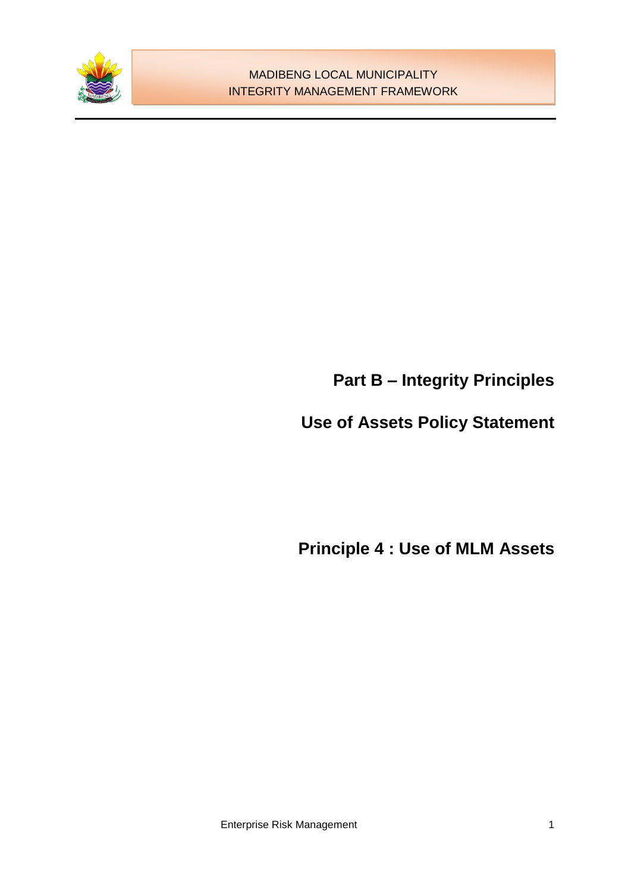# Part B – Integrity Principles

## Use of Assets Policy Statement

## Principle 4 : Use of MLM Assets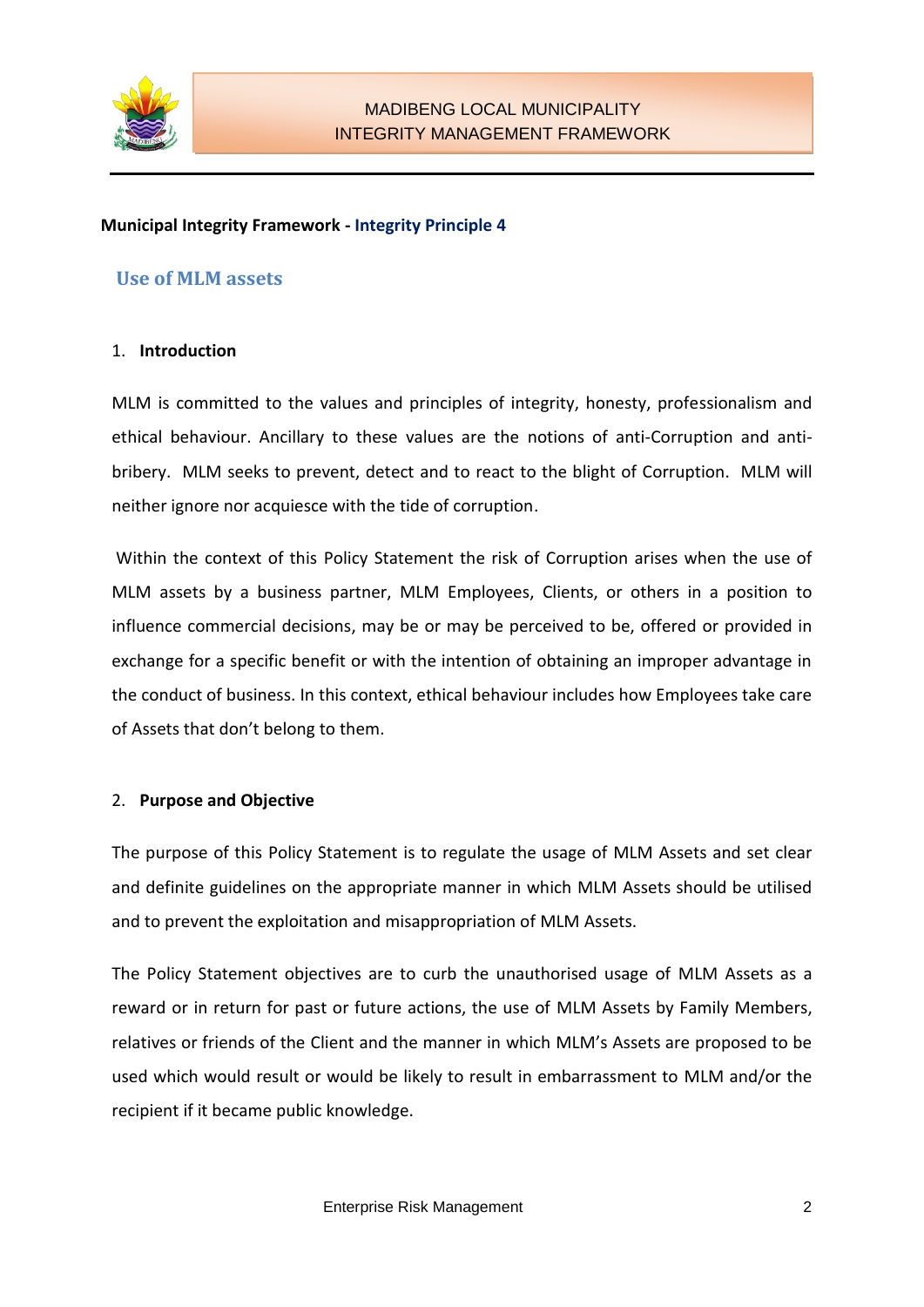**Municipal Integrity Framework - Integrity Principle 4**

## Use of MLM assets

### 1. Introduction

MLM is committed to the values and principles of integrity, honesty, professionalism and ethical behaviour. Ancillary to these values are the notions of anti-Corruption and anti-bribery. MLM seeks to prevent, detect and to react to the blight of Corruption. MLM will neither ignore nor acquiesce with the tide of corruption.

Within the context of this Policy Statement the risk of Corruption arises when the use of MLM assets by a business partner, MLM Employees, Clients, or others in a position to influence commercial decisions, may be or may be perceived to be, offered or provided in exchange for a specific benefit or with the intention of obtaining an improper advantage in the conduct of business. In this context, ethical behaviour includes how Employees take care of Assets that don't belong to them.

### 2. Purpose and Objective

The purpose of this Policy Statement is to regulate the usage of MLM Assets and set clear and definite guidelines on the appropriate manner in which MLM Assets should be utilised and to prevent the exploitation and misappropriation of MLM Assets.

The Policy Statement objectives are to curb the unauthorised usage of MLM Assets as a reward or in return for past or future actions, the use of MLM Assets by Family Members, relatives or friends of the Client and the manner in which MLM's Assets are proposed to be used which would result or would be likely to result in embarrassment to MLM and/or the recipient if it became public knowledge.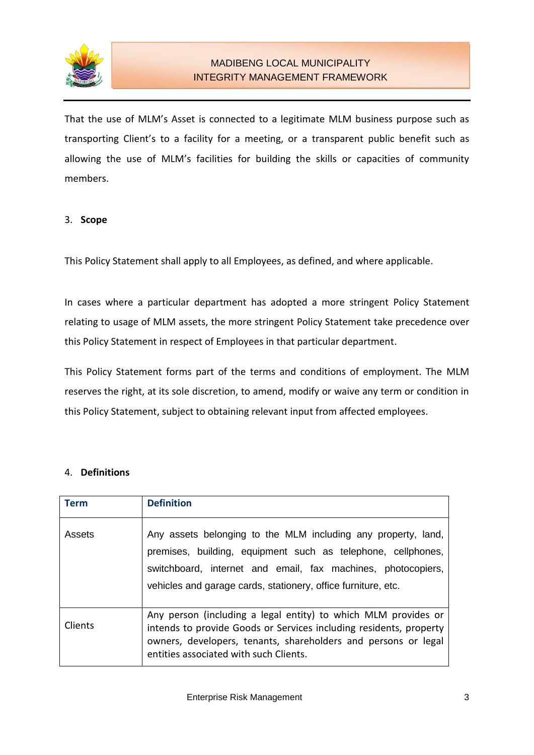That the use of MLM's Asset is connected to a legitimate MLM business purpose such as transporting Client's to a facility for a meeting, or a transparent public benefit such as allowing the use of MLM's facilities for building the skills or capacities of community members.

3. **Scope**

This Policy Statement shall apply to all Employees, as defined, and where applicable.

In cases where a particular department has adopted a more stringent Policy Statement relating to usage of MLM assets, the more stringent Policy Statement take precedence over this Policy Statement in respect of Employees in that particular department.

This Policy Statement forms part of the terms and conditions of employment. The MLM reserves the right, at its sole discretion, to amend, modify or waive any term or condition in this Policy Statement, subject to obtaining relevant input from affected employees.

4. **Definitions**

| Term | Definition |
|---|---|
| Assets | Any assets belonging to the MLM including any property, land, premises, building, equipment such as telephone, cellphones, switchboard, internet and email, fax machines, photocopiers, vehicles and garage cards, stationery, office furniture, etc. |
| Clients | Any person (including a legal entity) to which MLM provides or intends to provide Goods or Services including residents, property owners, developers, tenants, shareholders and persons or legal entities associated with such Clients. |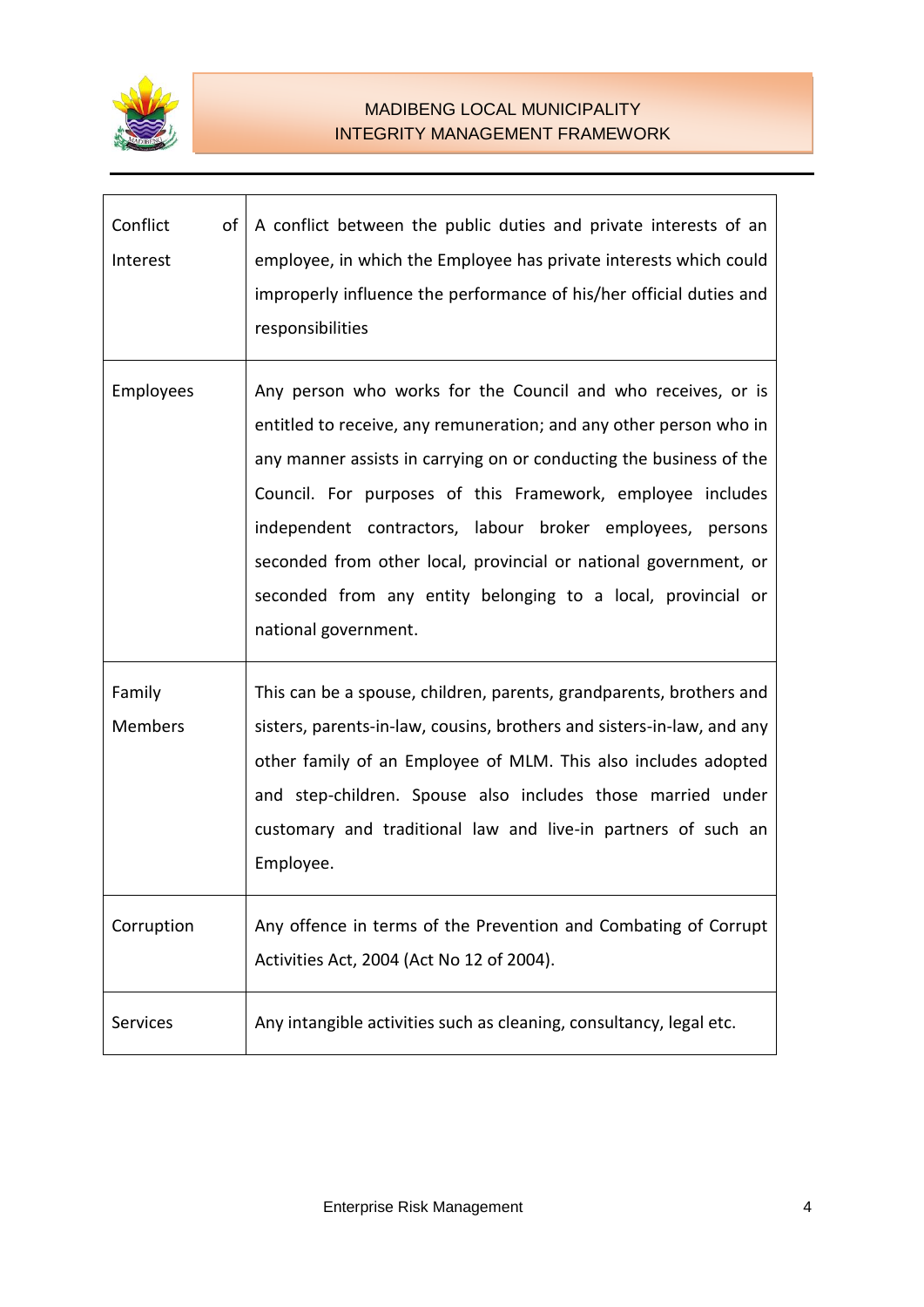| | |
|---|---|
| Conflict of Interest | A conflict between the public duties and private interests of an employee, in which the Employee has private interests which could improperly influence the performance of his/her official duties and responsibilities |
| Employees | Any person who works for the Council and who receives, or is entitled to receive, any remuneration; and any other person who in any manner assists in carrying on or conducting the business of the Council. For purposes of this Framework, employee includes independent contractors, labour broker employees, persons seconded from other local, provincial or national government, or seconded from any entity belonging to a local, provincial or national government. |
| Family Members | This can be a spouse, children, parents, grandparents, brothers and sisters, parents-in-law, cousins, brothers and sisters-in-law, and any other family of an Employee of MLM. This also includes adopted and step-children. Spouse also includes those married under customary and traditional law and live-in partners of such an Employee. |
| Corruption | Any offence in terms of the Prevention and Combating of Corrupt Activities Act, 2004 (Act No 12 of 2004). |
| Services | Any intangible activities such as cleaning, consultancy, legal etc. |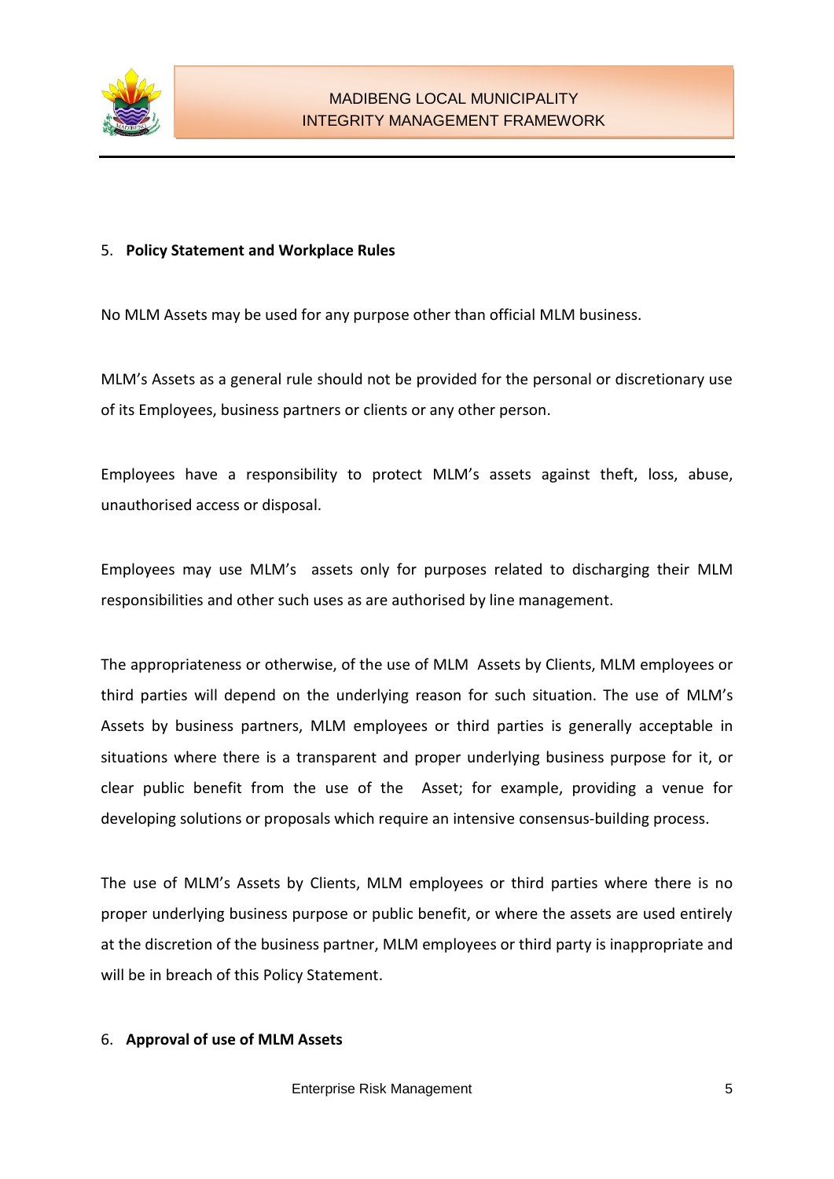## 5. **Policy Statement and Workplace Rules**

No MLM Assets may be used for any purpose other than official MLM business.

MLM's Assets as a general rule should not be provided for the personal or discretionary use of its Employees, business partners or clients or any other person.

Employees have a responsibility to protect MLM's assets against theft, loss, abuse, unauthorised access or disposal.

Employees may use MLM's assets only for purposes related to discharging their MLM responsibilities and other such uses as are authorised by line management.

The appropriateness or otherwise, of the use of MLM Assets by Clients, MLM employees or third parties will depend on the underlying reason for such situation. The use of MLM's Assets by business partners, MLM employees or third parties is generally acceptable in situations where there is a transparent and proper underlying business purpose for it, or clear public benefit from the use of the Asset; for example, providing a venue for developing solutions or proposals which require an intensive consensus-building process.

The use of MLM's Assets by Clients, MLM employees or third parties where there is no proper underlying business purpose or public benefit, or where the assets are used entirely at the discretion of the business partner, MLM employees or third party is inappropriate and will be in breach of this Policy Statement.

## 6. **Approval of use of MLM Assets**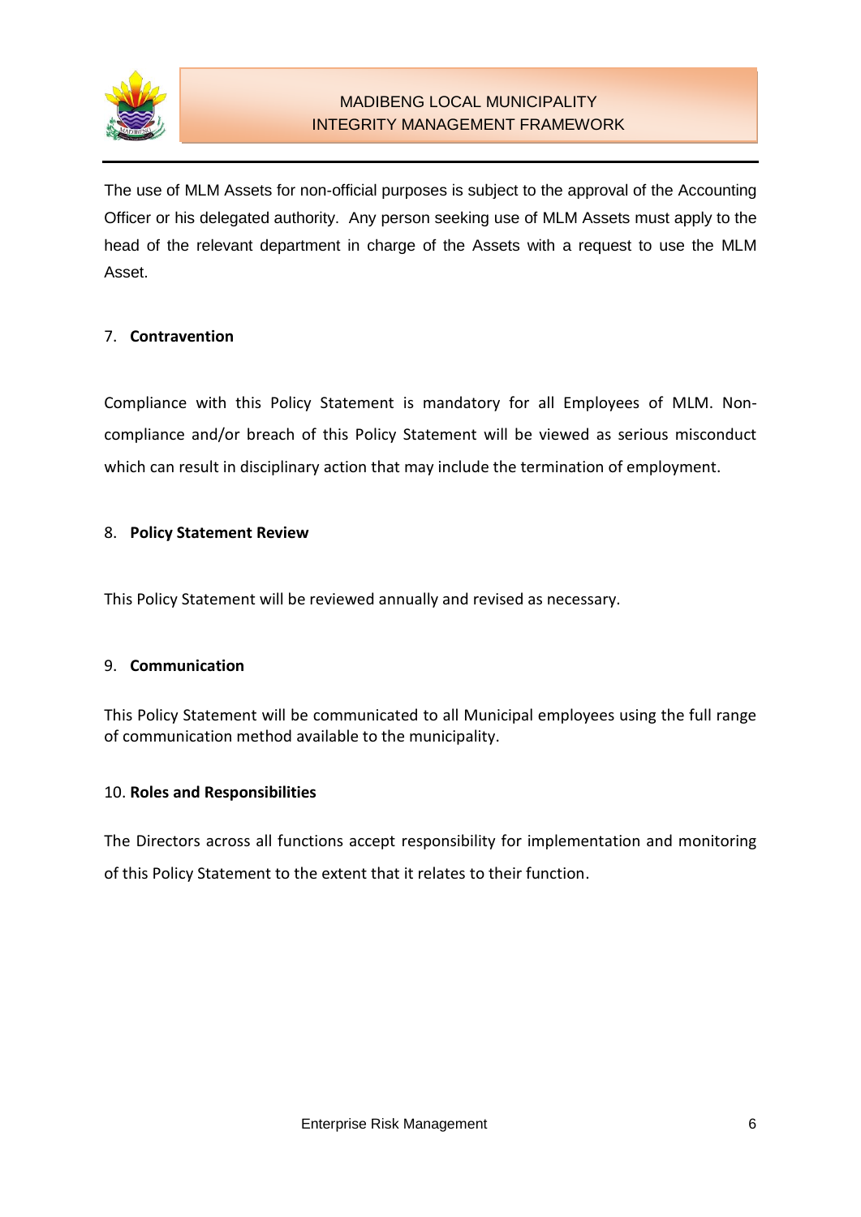The use of MLM Assets for non-official purposes is subject to the approval of the Accounting Officer or his delegated authority. Any person seeking use of MLM Assets must apply to the head of the relevant department in charge of the Assets with a request to use the MLM Asset.

## 7. Contravention

Compliance with this Policy Statement is mandatory for all Employees of MLM. Non-compliance and/or breach of this Policy Statement will be viewed as serious misconduct which can result in disciplinary action that may include the termination of employment.

## 8. Policy Statement Review

This Policy Statement will be reviewed annually and revised as necessary.

## 9. Communication

This Policy Statement will be communicated to all Municipal employees using the full range of communication method available to the municipality.

## 10. Roles and Responsibilities

The Directors across all functions accept responsibility for implementation and monitoring of this Policy Statement to the extent that it relates to their function.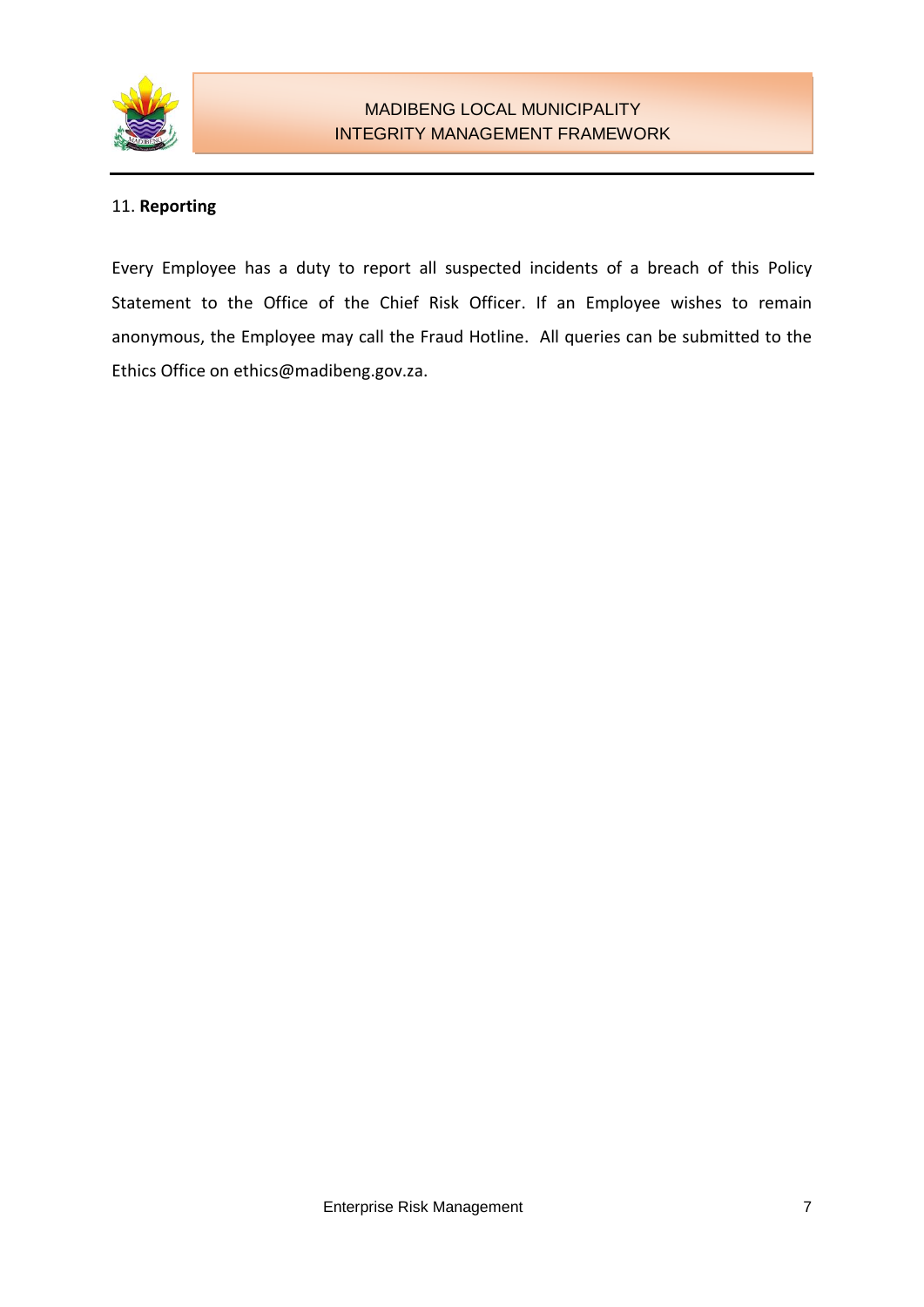## 11. **Reporting**

Every Employee has a duty to report all suspected incidents of a breach of this Policy Statement to the Office of the Chief Risk Officer. If an Employee wishes to remain anonymous, the Employee may call the Fraud Hotline. All queries can be submitted to the Ethics Office on ethics@madibeng.gov.za.